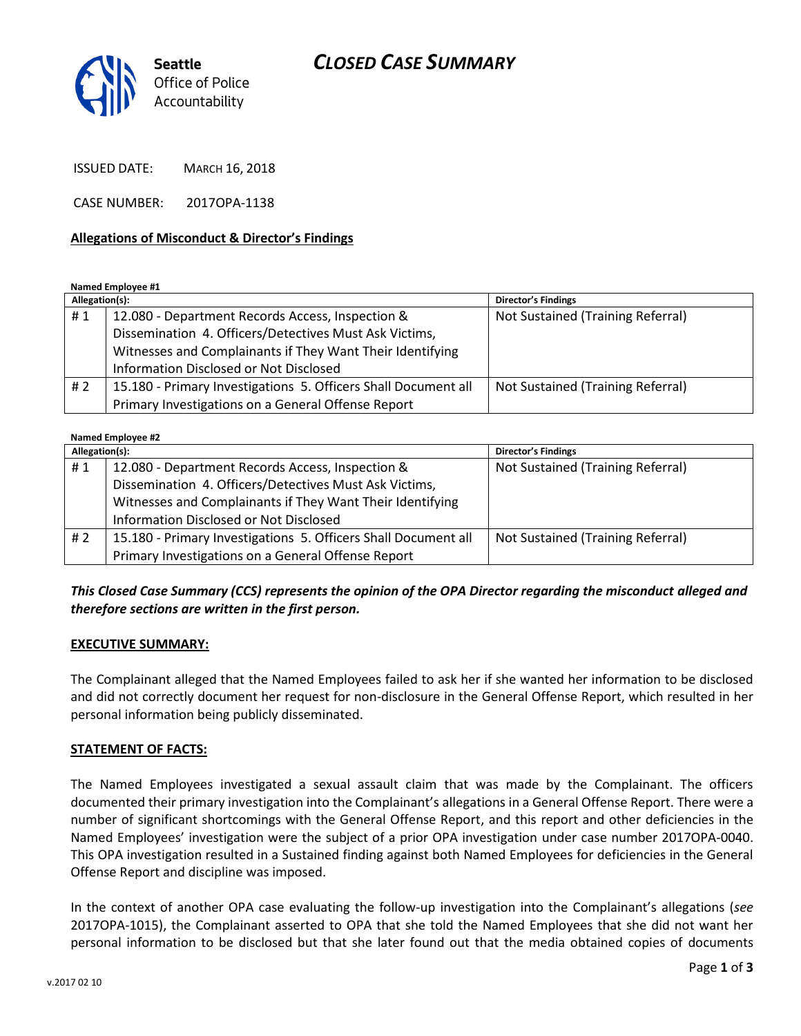Seattle Office of Police Accountability

# CLOSED CASE SUMMARY

ISSUED DATE: MARCH 16, 2018

CASE NUMBER: 2017OPA-1138

**Allegations of Misconduct & Director's Findings**

**Named Employee #1**

| Allegation(s): | | Director's Findings |
|---|---|---|
| # 1 | 12.080 - Department Records Access, Inspection & Dissemination 4. Officers/Detectives Must Ask Victims, Witnesses and Complainants if They Want Their Identifying Information Disclosed or Not Disclosed | Not Sustained (Training Referral) |
| # 2 | 15.180 - Primary Investigations 5. Officers Shall Document all Primary Investigations on a General Offense Report | Not Sustained (Training Referral) |

**Named Employee #2**

| Allegation(s): | | Director's Findings |
|---|---|---|
| # 1 | 12.080 - Department Records Access, Inspection & Dissemination 4. Officers/Detectives Must Ask Victims, Witnesses and Complainants if They Want Their Identifying Information Disclosed or Not Disclosed | Not Sustained (Training Referral) |
| # 2 | 15.180 - Primary Investigations 5. Officers Shall Document all Primary Investigations on a General Offense Report | Not Sustained (Training Referral) |

***This Closed Case Summary (CCS) represents the opinion of the OPA Director regarding the misconduct alleged and therefore sections are written in the first person.***

**EXECUTIVE SUMMARY:**

The Complainant alleged that the Named Employees failed to ask her if she wanted her information to be disclosed and did not correctly document her request for non-disclosure in the General Offense Report, which resulted in her personal information being publicly disseminated.

**STATEMENT OF FACTS:**

The Named Employees investigated a sexual assault claim that was made by the Complainant. The officers documented their primary investigation into the Complainant's allegations in a General Offense Report. There were a number of significant shortcomings with the General Offense Report, and this report and other deficiencies in the Named Employees' investigation were the subject of a prior OPA investigation under case number 2017OPA-0040. This OPA investigation resulted in a Sustained finding against both Named Employees for deficiencies in the General Offense Report and discipline was imposed.

In the context of another OPA case evaluating the follow-up investigation into the Complainant's allegations (*see* 2017OPA-1015), the Complainant asserted to OPA that she told the Named Employees that she did not want her personal information to be disclosed but that she later found out that the media obtained copies of documents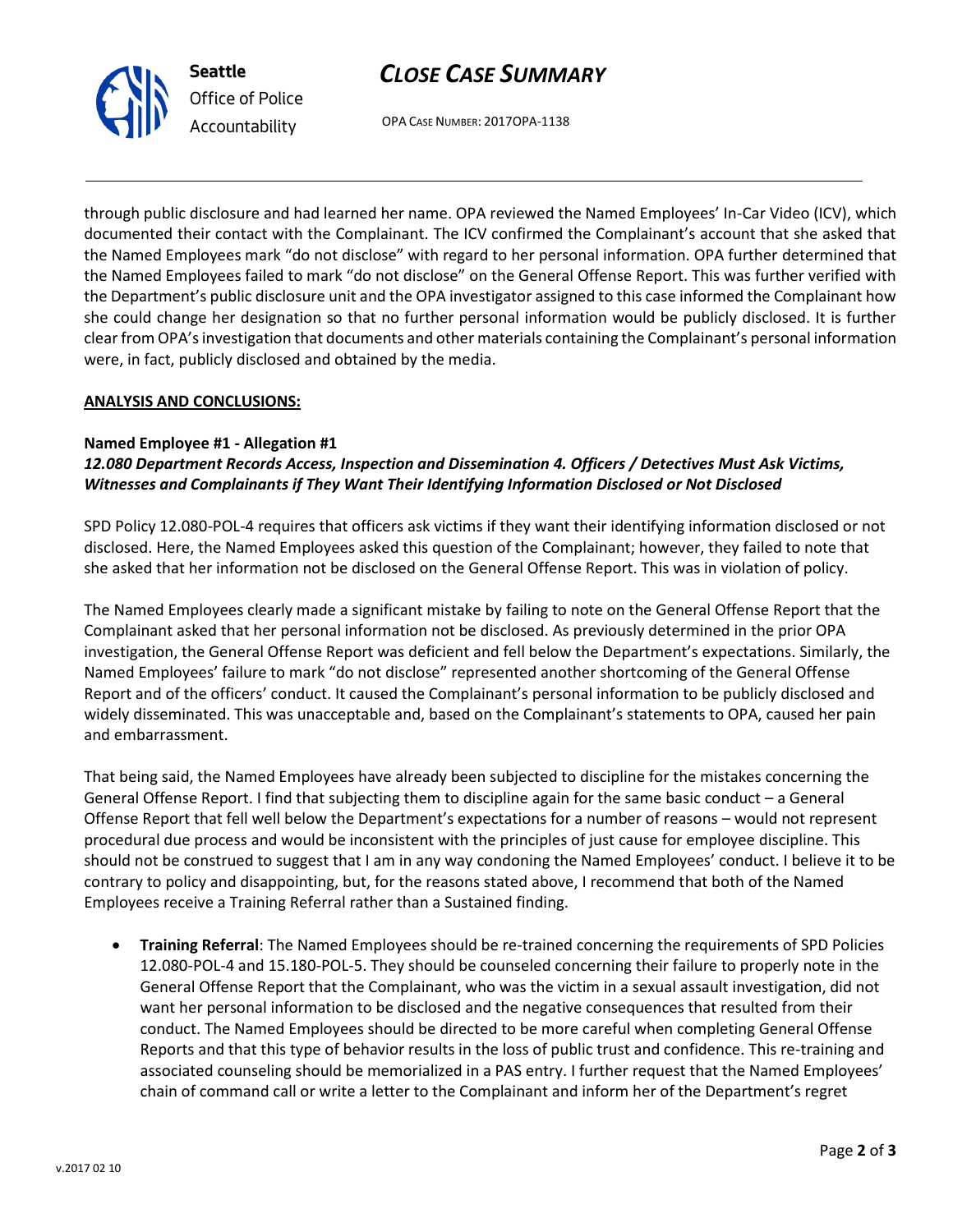through public disclosure and had learned her name. OPA reviewed the Named Employees' In-Car Video (ICV), which documented their contact with the Complainant. The ICV confirmed the Complainant's account that she asked that the Named Employees mark "do not disclose" with regard to her personal information. OPA further determined that the Named Employees failed to mark "do not disclose" on the General Offense Report. This was further verified with the Department's public disclosure unit and the OPA investigator assigned to this case informed the Complainant how she could change her designation so that no further personal information would be publicly disclosed. It is further clear from OPA's investigation that documents and other materials containing the Complainant's personal information were, in fact, publicly disclosed and obtained by the media.

**ANALYSIS AND CONCLUSIONS:**

**Named Employee #1 - Allegation #1**
***12.080 Department Records Access, Inspection and Dissemination 4. Officers / Detectives Must Ask Victims, Witnesses and Complainants if They Want Their Identifying Information Disclosed or Not Disclosed***

SPD Policy 12.080-POL-4 requires that officers ask victims if they want their identifying information disclosed or not disclosed. Here, the Named Employees asked this question of the Complainant; however, they failed to note that she asked that her information not be disclosed on the General Offense Report. This was in violation of policy.

The Named Employees clearly made a significant mistake by failing to note on the General Offense Report that the Complainant asked that her personal information not be disclosed. As previously determined in the prior OPA investigation, the General Offense Report was deficient and fell below the Department's expectations. Similarly, the Named Employees' failure to mark "do not disclose" represented another shortcoming of the General Offense Report and of the officers' conduct. It caused the Complainant's personal information to be publicly disclosed and widely disseminated. This was unacceptable and, based on the Complainant's statements to OPA, caused her pain and embarrassment.

That being said, the Named Employees have already been subjected to discipline for the mistakes concerning the General Offense Report. I find that subjecting them to discipline again for the same basic conduct – a General Offense Report that fell well below the Department's expectations for a number of reasons – would not represent procedural due process and would be inconsistent with the principles of just cause for employee discipline. This should not be construed to suggest that I am in any way condoning the Named Employees' conduct. I believe it to be contrary to policy and disappointing, but, for the reasons stated above, I recommend that both of the Named Employees receive a Training Referral rather than a Sustained finding.

- **Training Referral**: The Named Employees should be re-trained concerning the requirements of SPD Policies 12.080-POL-4 and 15.180-POL-5. They should be counseled concerning their failure to properly note in the General Offense Report that the Complainant, who was the victim in a sexual assault investigation, did not want her personal information to be disclosed and the negative consequences that resulted from their conduct. The Named Employees should be directed to be more careful when completing General Offense Reports and that this type of behavior results in the loss of public trust and confidence. This re-training and associated counseling should be memorialized in a PAS entry. I further request that the Named Employees' chain of command call or write a letter to the Complainant and inform her of the Department's regret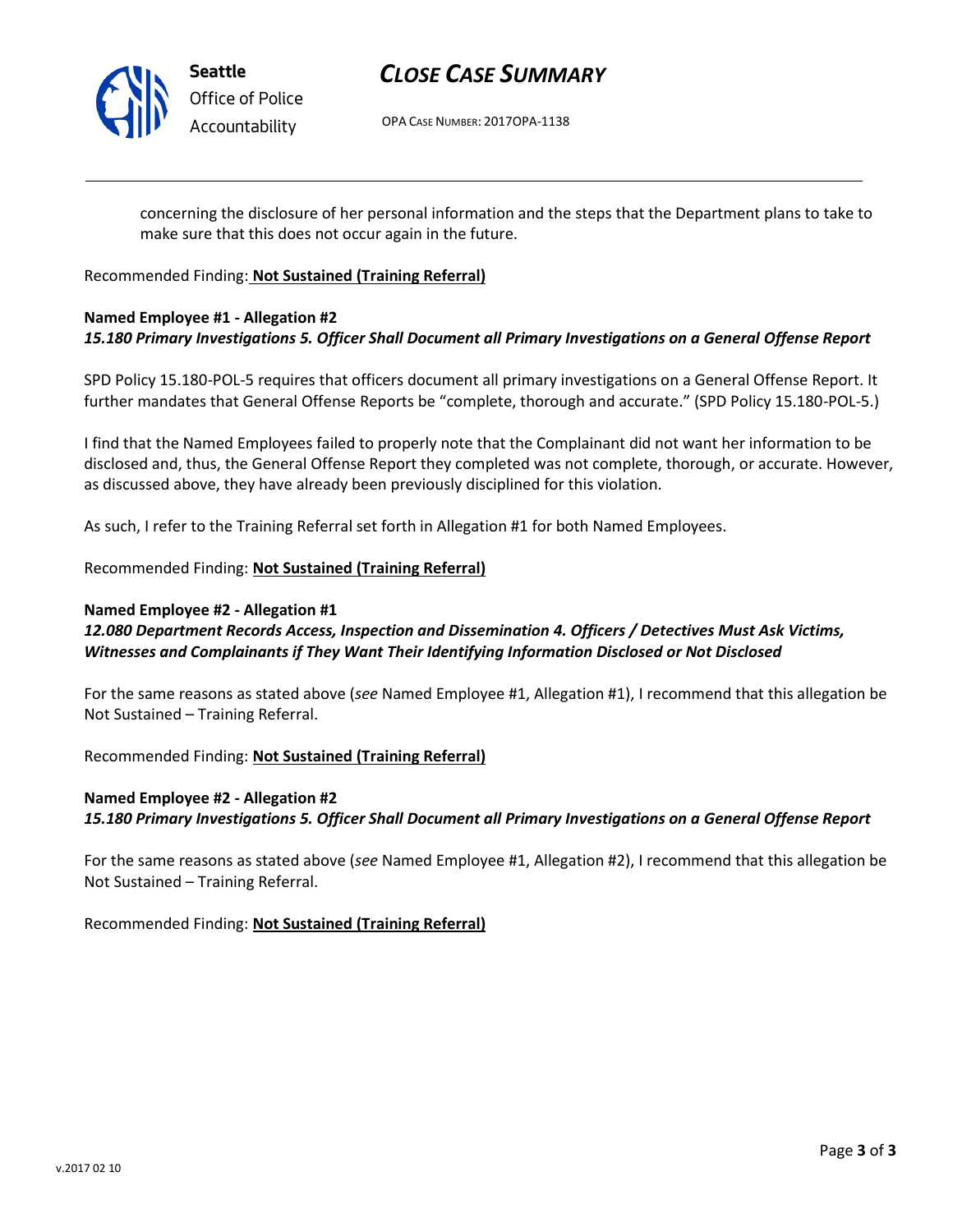concerning the disclosure of her personal information and the steps that the Department plans to take to make sure that this does not occur again in the future.

Recommended Finding: **Not Sustained (Training Referral)**

**Named Employee #1 - Allegation #2**
***15.180 Primary Investigations 5. Officer Shall Document all Primary Investigations on a General Offense Report***

SPD Policy 15.180-POL-5 requires that officers document all primary investigations on a General Offense Report. It further mandates that General Offense Reports be "complete, thorough and accurate." (SPD Policy 15.180-POL-5.)

I find that the Named Employees failed to properly note that the Complainant did not want her information to be disclosed and, thus, the General Offense Report they completed was not complete, thorough, or accurate. However, as discussed above, they have already been previously disciplined for this violation.

As such, I refer to the Training Referral set forth in Allegation #1 for both Named Employees.

Recommended Finding: **Not Sustained (Training Referral)**

**Named Employee #2 - Allegation #1**
***12.080 Department Records Access, Inspection and Dissemination 4. Officers / Detectives Must Ask Victims, Witnesses and Complainants if They Want Their Identifying Information Disclosed or Not Disclosed***

For the same reasons as stated above (*see* Named Employee #1, Allegation #1), I recommend that this allegation be Not Sustained – Training Referral.

Recommended Finding: **Not Sustained (Training Referral)**

**Named Employee #2 - Allegation #2**
***15.180 Primary Investigations 5. Officer Shall Document all Primary Investigations on a General Offense Report***

For the same reasons as stated above (*see* Named Employee #1, Allegation #2), I recommend that this allegation be Not Sustained – Training Referral.

Recommended Finding: **Not Sustained (Training Referral)**